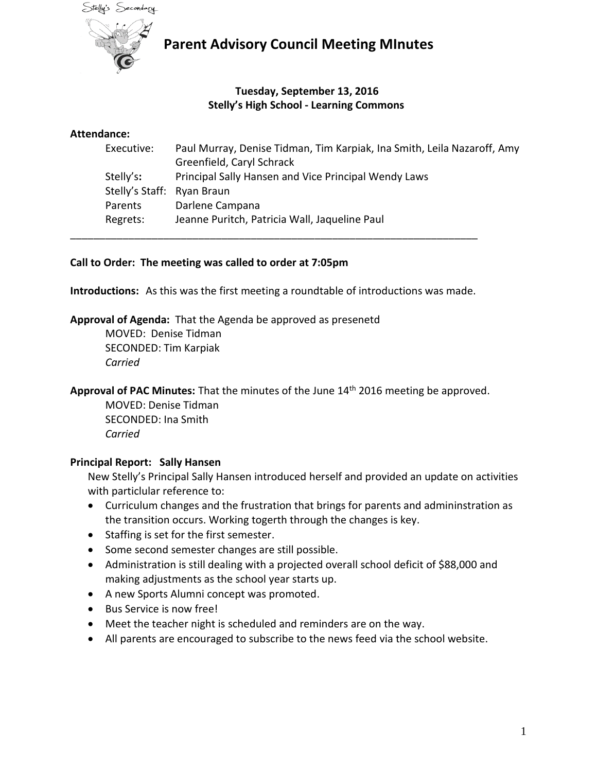# Parent Advisory Council Meeting MInutes

**Tuesday, September 13, 2016**
**Stelly's High School - Learning Commons**

**Attendance:**

Executive: Paul Murray, Denise Tidman, Tim Karpiak, Ina Smith, Leila Nazaroff, Amy Greenfield, Caryl Schrack
Stelly's**:** Principal Sally Hansen and Vice Principal Wendy Laws
Stelly's Staff: Ryan Braun
Parents Darlene Campana
Regrets: Jeanne Puritch, Patricia Wall, Jaqueline Paul

---

**Call to Order: The meeting was called to order at 7:05pm**

**Introductions:** As this was the first meeting a roundtable of introductions was made.

**Approval of Agenda:** That the Agenda be approved as presenetd
MOVED: Denise Tidman
SECONDED: Tim Karpiak
*Carried*

**Approval of PAC Minutes:** That the minutes of the June 14th 2016 meeting be approved.
MOVED: Denise Tidman
SECONDED: Ina Smith
*Carried*

**Principal Report: Sally Hansen**

New Stelly's Principal Sally Hansen introduced herself and provided an update on activities with particlular reference to:

- Curriculum changes and the frustration that brings for parents and admininstration as the transition occurs. Working togerth through the changes is key.
- Staffing is set for the first semester.
- Some second semester changes are still possible.
- Administration is still dealing with a projected overall school deficit of $88,000 and making adjustments as the school year starts up.
- A new Sports Alumni concept was promoted.
- Bus Service is now free!
- Meet the teacher night is scheduled and reminders are on the way.
- All parents are encouraged to subscribe to the news feed via the school website.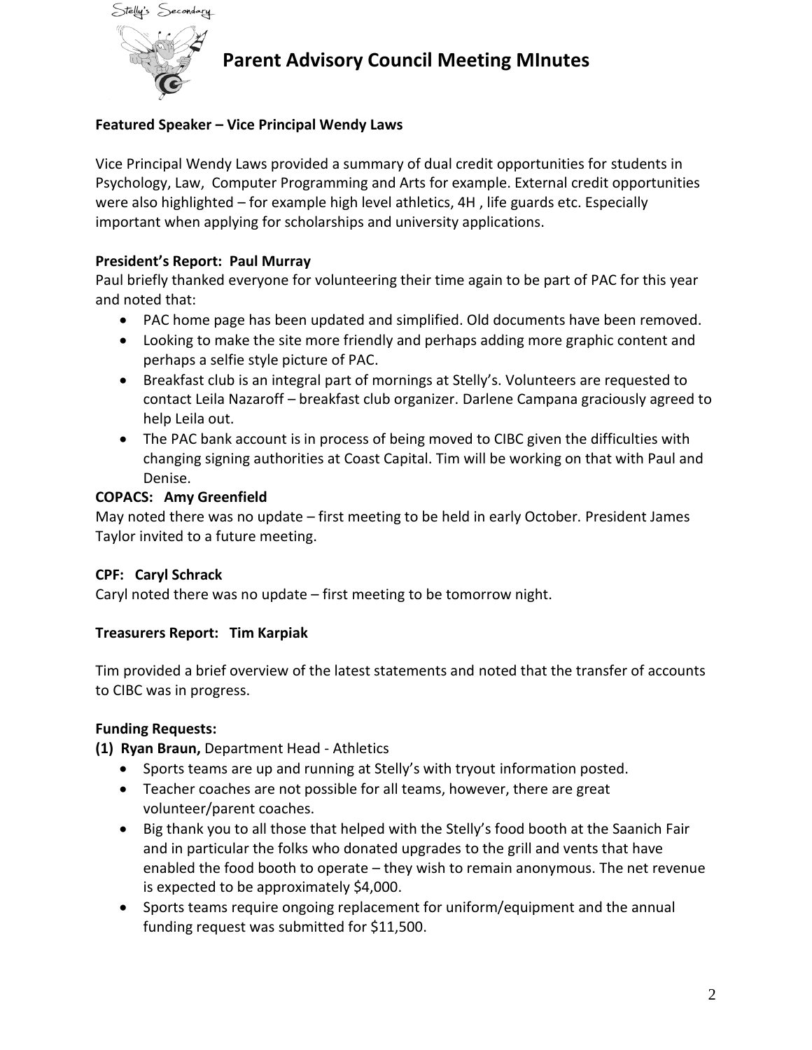# Parent Advisory Council Meeting MInutes

**Featured Speaker – Vice Principal Wendy Laws**

Vice Principal Wendy Laws provided a summary of dual credit opportunities for students in Psychology, Law, Computer Programming and Arts for example. External credit opportunities were also highlighted – for example high level athletics, 4H , life guards etc. Especially important when applying for scholarships and university applications.

**President's Report: Paul Murray**

Paul briefly thanked everyone for volunteering their time again to be part of PAC for this year and noted that:

- PAC home page has been updated and simplified. Old documents have been removed.
- Looking to make the site more friendly and perhaps adding more graphic content and perhaps a selfie style picture of PAC.
- Breakfast club is an integral part of mornings at Stelly's. Volunteers are requested to contact Leila Nazaroff – breakfast club organizer. Darlene Campana graciously agreed to help Leila out.
- The PAC bank account is in process of being moved to CIBC given the difficulties with changing signing authorities at Coast Capital. Tim will be working on that with Paul and Denise.

**COPACS: Amy Greenfield**

May noted there was no update – first meeting to be held in early October. President James Taylor invited to a future meeting.

**CPF: Caryl Schrack**

Caryl noted there was no update – first meeting to be tomorrow night.

**Treasurers Report: Tim Karpiak**

Tim provided a brief overview of the latest statements and noted that the transfer of accounts to CIBC was in progress.

**Funding Requests:**

**(1) Ryan Braun,** Department Head - Athletics

- Sports teams are up and running at Stelly's with tryout information posted.
- Teacher coaches are not possible for all teams, however, there are great volunteer/parent coaches.
- Big thank you to all those that helped with the Stelly's food booth at the Saanich Fair and in particular the folks who donated upgrades to the grill and vents that have enabled the food booth to operate – they wish to remain anonymous. The net revenue is expected to be approximately $4,000.
- Sports teams require ongoing replacement for uniform/equipment and the annual funding request was submitted for $11,500.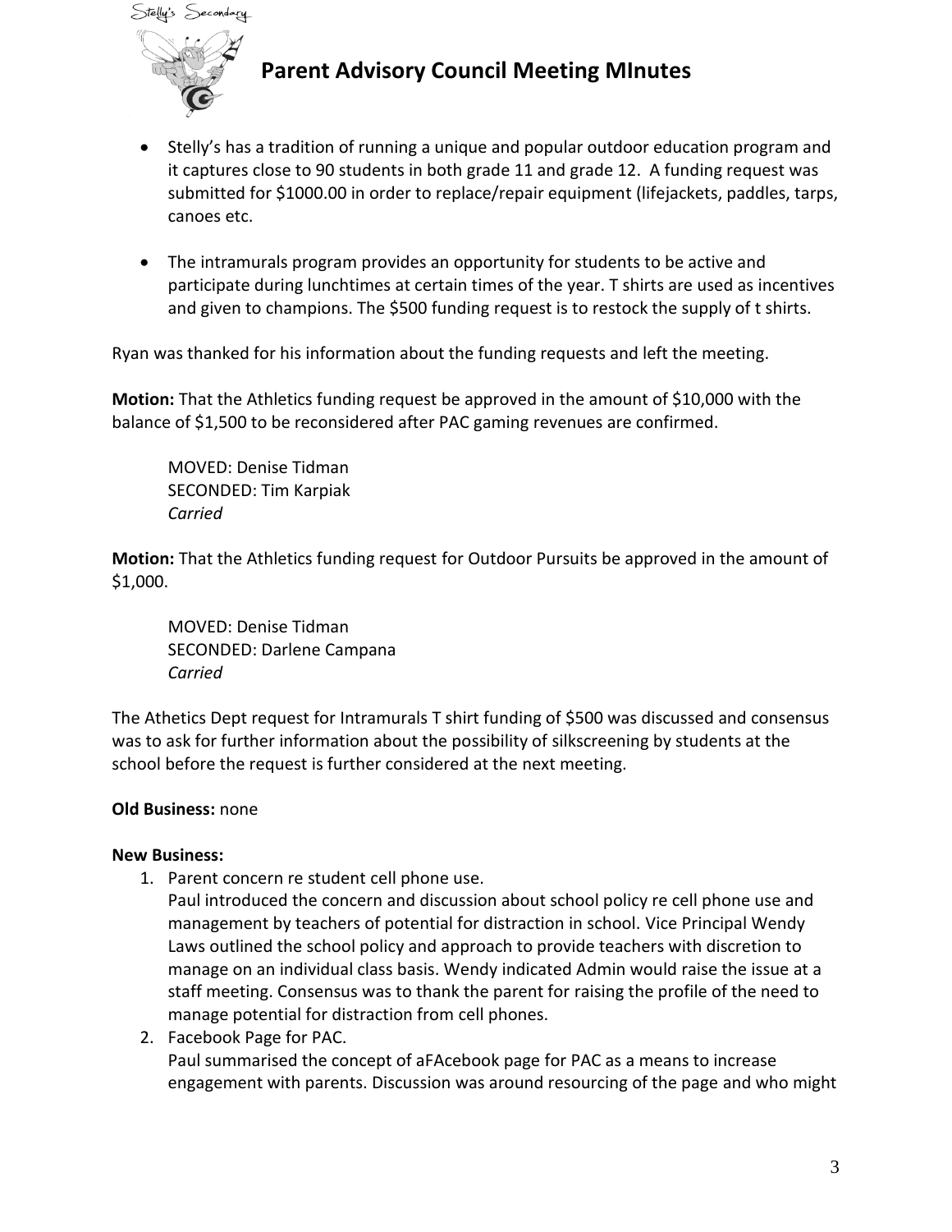- Stelly's has a tradition of running a unique and popular outdoor education program and it captures close to 90 students in both grade 11 and grade 12. A funding request was submitted for $1000.00 in order to replace/repair equipment (lifejackets, paddles, tarps, canoes etc.

- The intramurals program provides an opportunity for students to be active and participate during lunchtimes at certain times of the year. T shirts are used as incentives and given to champions. The $500 funding request is to restock the supply of t shirts.

Ryan was thanked for his information about the funding requests and left the meeting.

**Motion:** That the Athletics funding request be approved in the amount of $10,000 with the balance of $1,500 to be reconsidered after PAC gaming revenues are confirmed.

> MOVED: Denise Tidman
> SECONDED: Tim Karpiak
> *Carried*

**Motion:** That the Athletics funding request for Outdoor Pursuits be approved in the amount of $1,000.

> MOVED: Denise Tidman
> SECONDED: Darlene Campana
> *Carried*

The Athetics Dept request for Intramurals T shirt funding of $500 was discussed and consensus was to ask for further information about the possibility of silkscreening by students at the school before the request is further considered at the next meeting.

**Old Business:** none

**New Business:**

1. Parent concern re student cell phone use.
   Paul introduced the concern and discussion about school policy re cell phone use and management by teachers of potential for distraction in school. Vice Principal Wendy Laws outlined the school policy and approach to provide teachers with discretion to manage on an individual class basis. Wendy indicated Admin would raise the issue at a staff meeting. Consensus was to thank the parent for raising the profile of the need to manage potential for distraction from cell phones.
2. Facebook Page for PAC.
   Paul summarised the concept of aFAcebook page for PAC as a means to increase engagement with parents. Discussion was around resourcing of the page and who might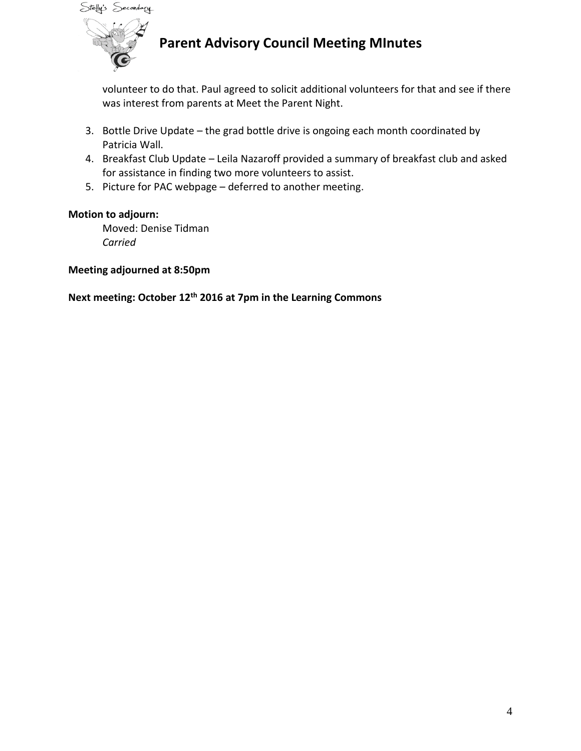volunteer to do that. Paul agreed to solicit additional volunteers for that and see if there was interest from parents at Meet the Parent Night.

3. Bottle Drive Update – the grad bottle drive is ongoing each month coordinated by Patricia Wall.
4. Breakfast Club Update – Leila Nazaroff provided a summary of breakfast club and asked for assistance in finding two more volunteers to assist.
5. Picture for PAC webpage – deferred to another meeting.

**Motion to adjourn:**

Moved: Denise Tidman
*Carried*

**Meeting adjourned at 8:50pm**

**Next meeting: October 12th 2016 at 7pm in the Learning Commons**